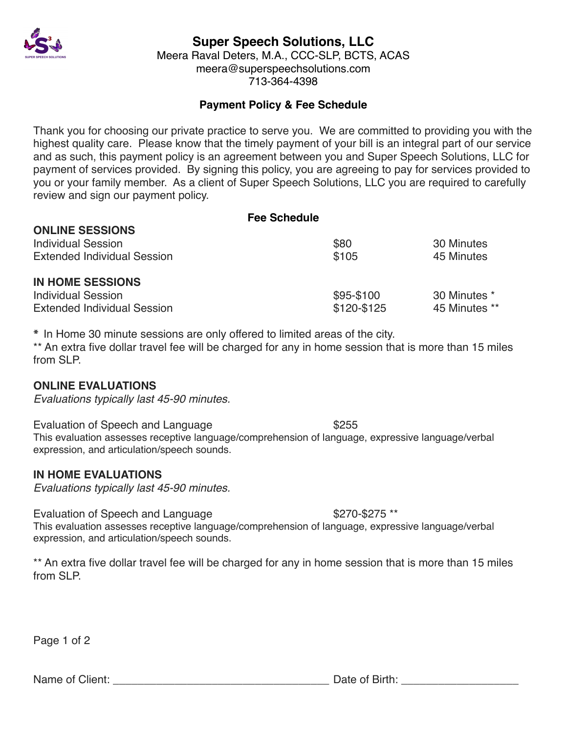# Super Speech Solutions, LLC

Meera Raval Deters, M.A., CCC-SLP, BCTS, ACAS
meera@superspeechsolutions.com
713-364-4398

## Payment Policy & Fee Schedule

Thank you for choosing our private practice to serve you. We are committed to providing you with the highest quality care. Please know that the timely payment of your bill is an integral part of our service and as such, this payment policy is an agreement between you and Super Speech Solutions, LLC for payment of services provided. By signing this policy, you are agreeing to pay for services provided to you or your family member. As a client of Super Speech Solutions, LLC you are required to carefully review and sign our payment policy.

### Fee Schedule

**ONLINE SESSIONS**

| | | |
|---|---|---|
| Individual Session | $80 | 30 Minutes |
| Extended Individual Session | $105 | 45 Minutes |

**IN HOME SESSIONS**

| | | |
|---|---|---|
| Individual Session | $95-$100 | 30 Minutes * |
| Extended Individual Session | $120-$125 | 45 Minutes ** |

* In Home 30 minute sessions are only offered to limited areas of the city.
** An extra five dollar travel fee will be charged for any in home session that is more than 15 miles from SLP.

**ONLINE EVALUATIONS**

*Evaluations typically last 45-90 minutes.*

Evaluation of Speech and Language $255

This evaluation assesses receptive language/comprehension of language, expressive language/verbal expression, and articulation/speech sounds.

**IN HOME EVALUATIONS**

*Evaluations typically last 45-90 minutes.*

Evaluation of Speech and Language $270-$275 **

This evaluation assesses receptive language/comprehension of language, expressive language/verbal expression, and articulation/speech sounds.

** An extra five dollar travel fee will be charged for any in home session that is more than 15 miles from SLP.

Name of Client: ___________________________________ Date of Birth: ___________________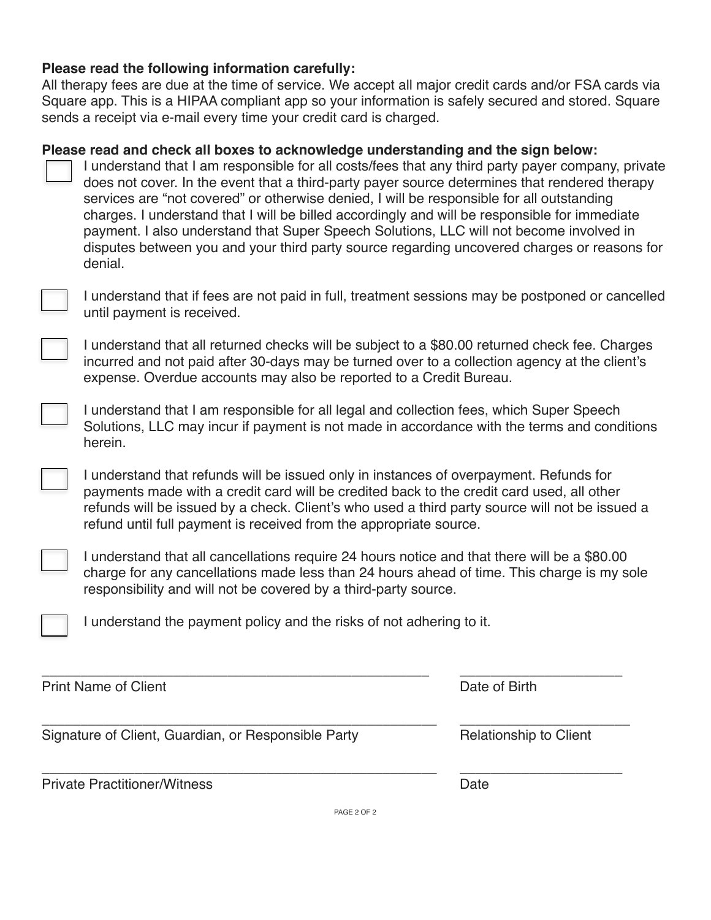**Please read the following information carefully:**
All therapy fees are due at the time of service. We accept all major credit cards and/or FSA cards via Square app. This is a HIPAA compliant app so your information is safely secured and stored. Square sends a receipt via e-mail every time your credit card is charged.

**Please read and check all boxes to acknowledge understanding and the sign below:**

- [ ] I understand that I am responsible for all costs/fees that any third party payer company, private does not cover. In the event that a third-party payer source determines that rendered therapy services are "not covered" or otherwise denied, I will be responsible for all outstanding charges. I understand that I will be billed accordingly and will be responsible for immediate payment. I also understand that Super Speech Solutions, LLC will not become involved in disputes between you and your third party source regarding uncovered charges or reasons for denial.

- [ ] I understand that if fees are not paid in full, treatment sessions may be postponed or cancelled until payment is received.

- [ ] I understand that all returned checks will be subject to a $80.00 returned check fee. Charges incurred and not paid after 30-days may be turned over to a collection agency at the client's expense. Overdue accounts may also be reported to a Credit Bureau.

- [ ] I understand that I am responsible for all legal and collection fees, which Super Speech Solutions, LLC may incur if payment is not made in accordance with the terms and conditions herein.

- [ ] I understand that refunds will be issued only in instances of overpayment. Refunds for payments made with a credit card will be credited back to the credit card used, all other refunds will be issued by a check. Client's who used a third party source will not be issued a refund until full payment is received from the appropriate source.

- [ ] I understand that all cancellations require 24 hours notice and that there will be a $80.00 charge for any cancellations made less than 24 hours ahead of time. This charge is my sole responsibility and will not be covered by a third-party source.

- [ ] I understand the payment policy and the risks of not adhering to it.

| | |
|---|---|
| ______________________________ | ______________ |
| Print Name of Client | Date of Birth |
| ______________________________ | ______________ |
| Signature of Client, Guardian, or Responsible Party | Relationship to Client |
| ______________________________ | ______________ |
| Private Practitioner/Witness | Date |